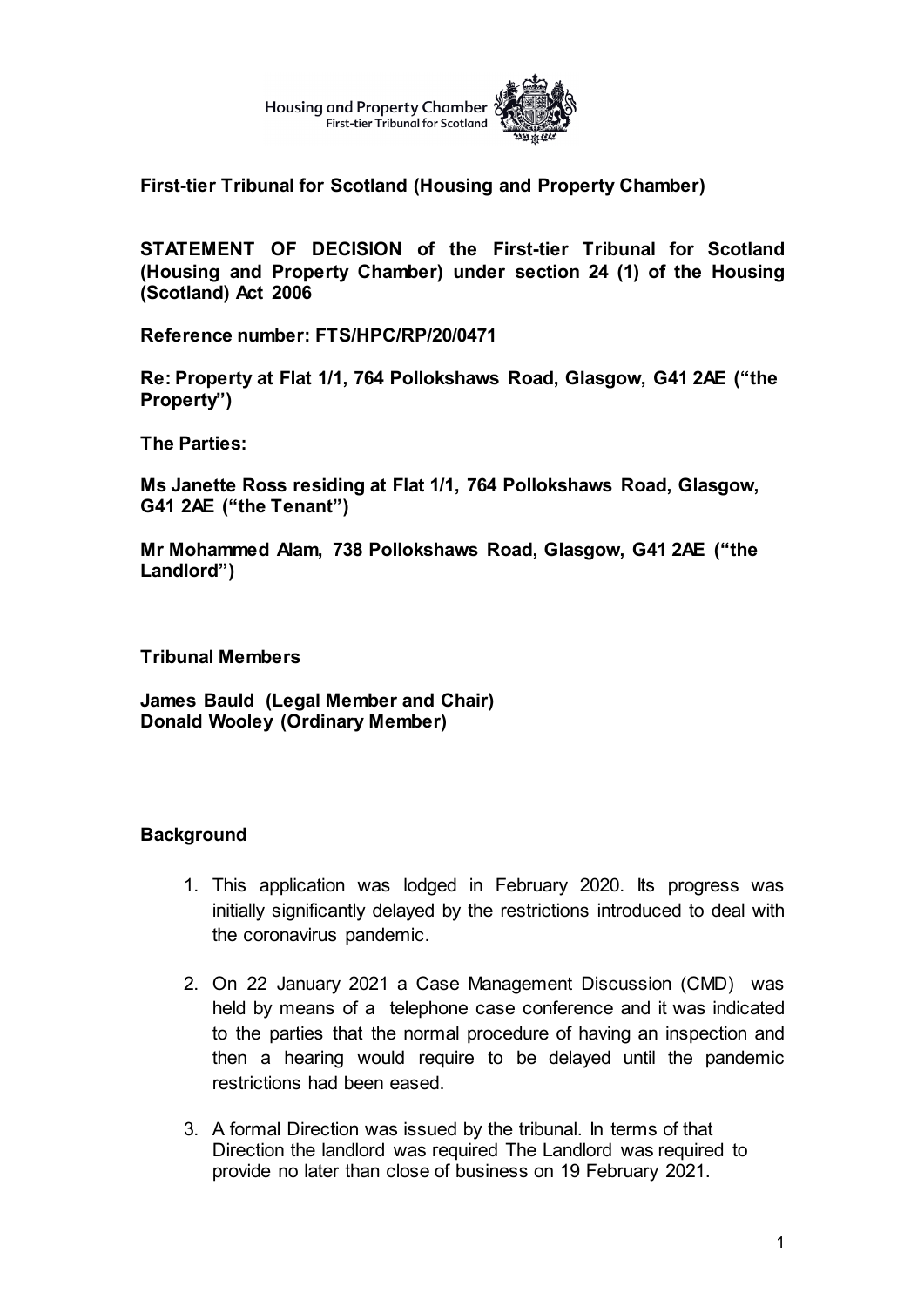Housing and Property Chamber
First-tier Tribunal for Scotland

**First-tier Tribunal for Scotland (Housing and Property Chamber)**

**STATEMENT OF DECISION of the First-tier Tribunal for Scotland (Housing and Property Chamber) under section 24 (1) of the Housing (Scotland) Act 2006**

**Reference number: FTS/HPC/RP/20/0471**

**Re: Property at Flat 1/1, 764 Pollokshaws Road, Glasgow, G41 2AE ("the Property")**

**The Parties:**

**Ms Janette Ross residing at Flat 1/1, 764 Pollokshaws Road, Glasgow, G41 2AE ("the Tenant")**

**Mr Mohammed Alam, 738 Pollokshaws Road, Glasgow, G41 2AE ("the Landlord")**

**Tribunal Members**

**James Bauld (Legal Member and Chair)**
**Donald Wooley (Ordinary Member)**

**Background**

1. This application was lodged in February 2020. Its progress was initially significantly delayed by the restrictions introduced to deal with the coronavirus pandemic.

2. On 22 January 2021 a Case Management Discussion (CMD) was held by means of a telephone case conference and it was indicated to the parties that the normal procedure of having an inspection and then a hearing would require to be delayed until the pandemic restrictions had been eased.

3. A formal Direction was issued by the tribunal. In terms of that Direction the landlord was required The Landlord was required to provide no later than close of business on 19 February 2021.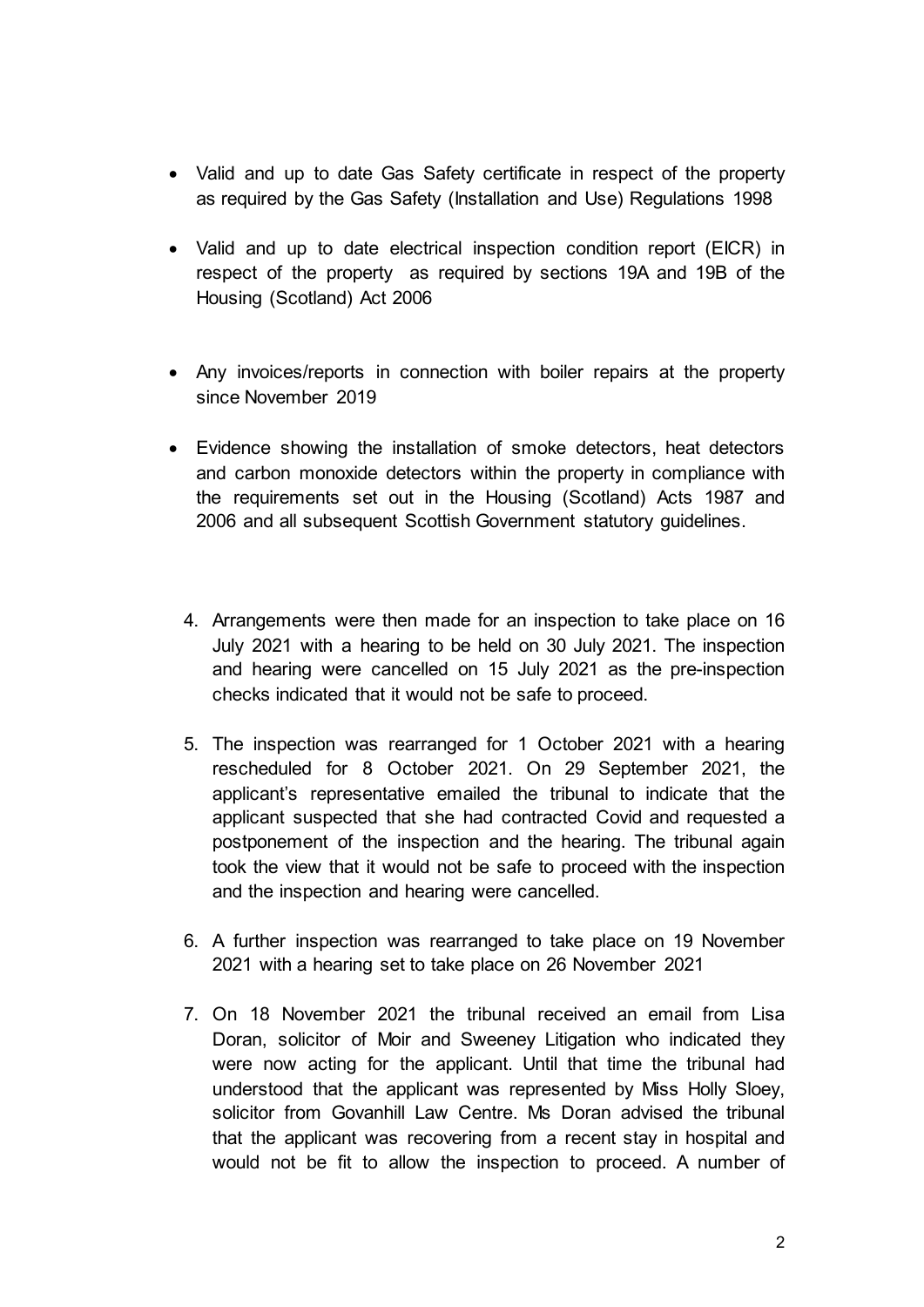- Valid and up to date Gas Safety certificate in respect of the property as required by the Gas Safety (Installation and Use) Regulations 1998

- Valid and up to date electrical inspection condition report (EICR) in respect of the property as required by sections 19A and 19B of the Housing (Scotland) Act 2006

- Any invoices/reports in connection with boiler repairs at the property since November 2019

- Evidence showing the installation of smoke detectors, heat detectors and carbon monoxide detectors within the property in compliance with the requirements set out in the Housing (Scotland) Acts 1987 and 2006 and all subsequent Scottish Government statutory guidelines.

4. Arrangements were then made for an inspection to take place on 16 July 2021 with a hearing to be held on 30 July 2021. The inspection and hearing were cancelled on 15 July 2021 as the pre-inspection checks indicated that it would not be safe to proceed.

5. The inspection was rearranged for 1 October 2021 with a hearing rescheduled for 8 October 2021. On 29 September 2021, the applicant's representative emailed the tribunal to indicate that the applicant suspected that she had contracted Covid and requested a postponement of the inspection and the hearing. The tribunal again took the view that it would not be safe to proceed with the inspection and the inspection and hearing were cancelled.

6. A further inspection was rearranged to take place on 19 November 2021 with a hearing set to take place on 26 November 2021

7. On 18 November 2021 the tribunal received an email from Lisa Doran, solicitor of Moir and Sweeney Litigation who indicated they were now acting for the applicant. Until that time the tribunal had understood that the applicant was represented by Miss Holly Sloey, solicitor from Govanhill Law Centre. Ms Doran advised the tribunal that the applicant was recovering from a recent stay in hospital and would not be fit to allow the inspection to proceed. A number of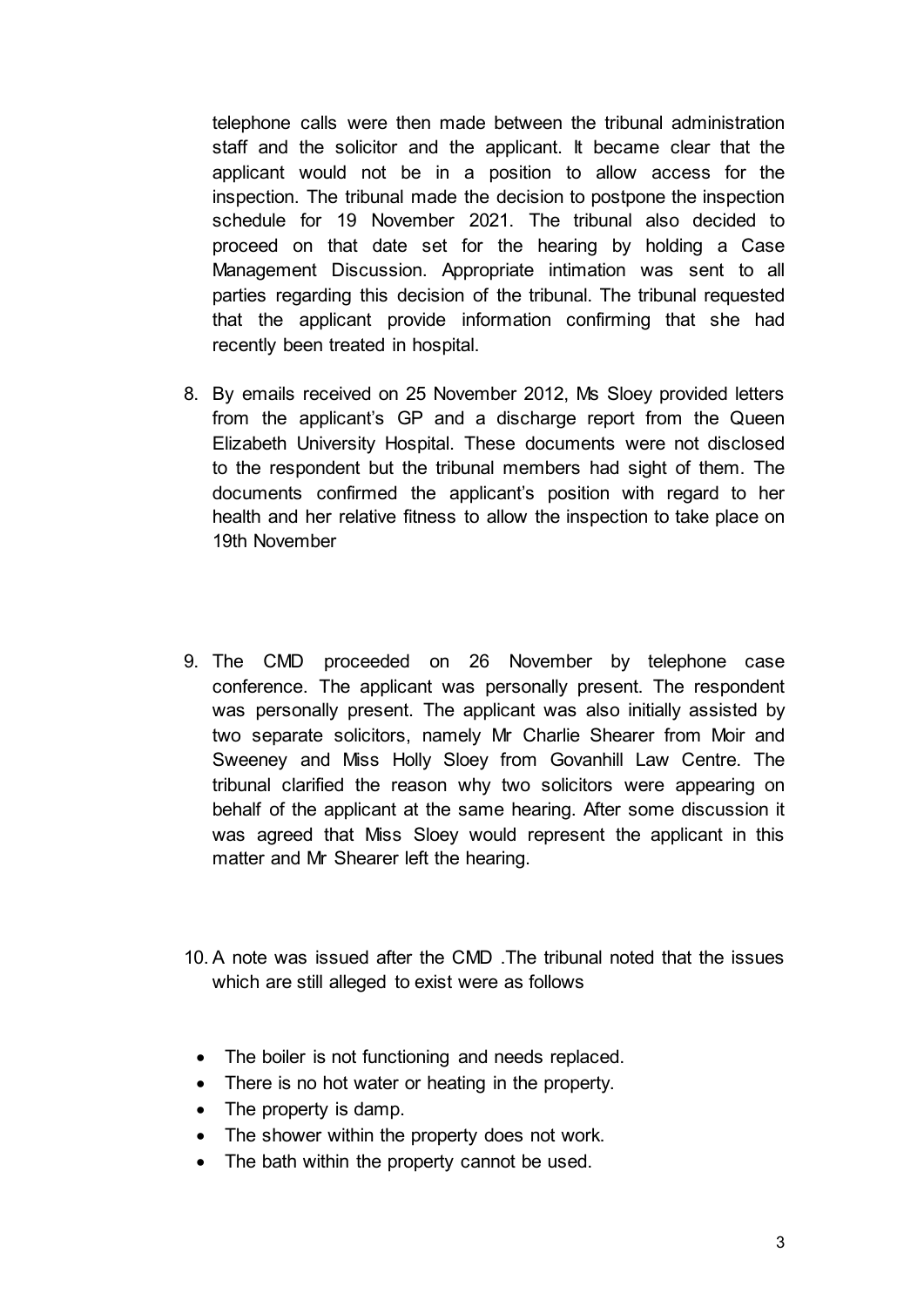telephone calls were then made between the tribunal administration staff and the solicitor and the applicant. It became clear that the applicant would not be in a position to allow access for the inspection. The tribunal made the decision to postpone the inspection schedule for 19 November 2021. The tribunal also decided to proceed on that date set for the hearing by holding a Case Management Discussion. Appropriate intimation was sent to all parties regarding this decision of the tribunal. The tribunal requested that the applicant provide information confirming that she had recently been treated in hospital.

8. By emails received on 25 November 2012, Ms Sloey provided letters from the applicant's GP and a discharge report from the Queen Elizabeth University Hospital. These documents were not disclosed to the respondent but the tribunal members had sight of them. The documents confirmed the applicant's position with regard to her health and her relative fitness to allow the inspection to take place on 19th November

9. The CMD proceeded on 26 November by telephone case conference. The applicant was personally present. The respondent was personally present. The applicant was also initially assisted by two separate solicitors, namely Mr Charlie Shearer from Moir and Sweeney and Miss Holly Sloey from Govanhill Law Centre. The tribunal clarified the reason why two solicitors were appearing on behalf of the applicant at the same hearing. After some discussion it was agreed that Miss Sloey would represent the applicant in this matter and Mr Shearer left the hearing.

10. A note was issued after the CMD .The tribunal noted that the issues which are still alleged to exist were as follows

- The boiler is not functioning and needs replaced.
- There is no hot water or heating in the property.
- The property is damp.
- The shower within the property does not work.
- The bath within the property cannot be used.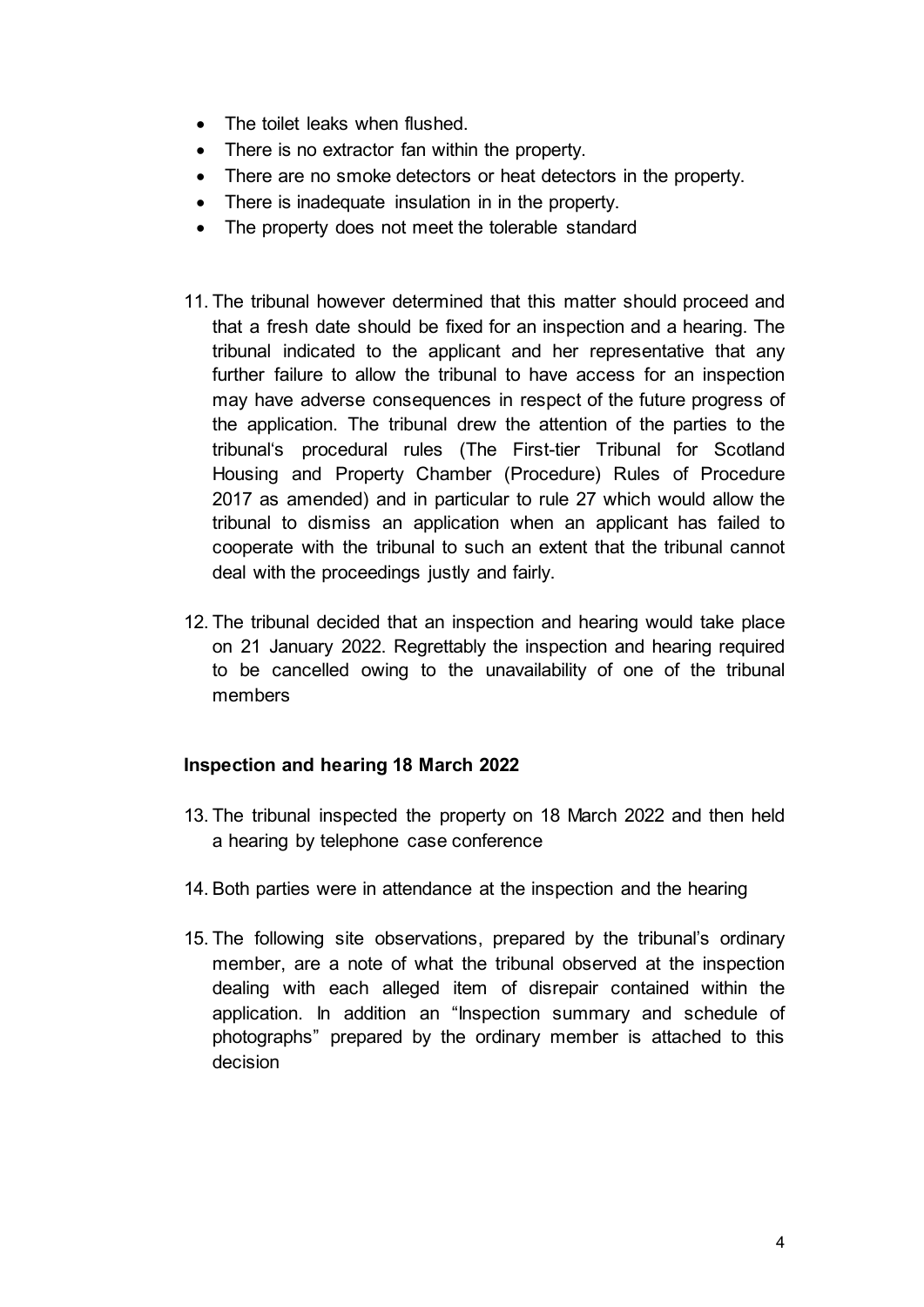- The toilet leaks when flushed.
- There is no extractor fan within the property.
- There are no smoke detectors or heat detectors in the property.
- There is inadequate insulation in in the property.
- The property does not meet the tolerable standard

11. The tribunal however determined that this matter should proceed and that a fresh date should be fixed for an inspection and a hearing. The tribunal indicated to the applicant and her representative that any further failure to allow the tribunal to have access for an inspection may have adverse consequences in respect of the future progress of the application. The tribunal drew the attention of the parties to the tribunal's procedural rules (The First-tier Tribunal for Scotland Housing and Property Chamber (Procedure) Rules of Procedure 2017 as amended) and in particular to rule 27 which would allow the tribunal to dismiss an application when an applicant has failed to cooperate with the tribunal to such an extent that the tribunal cannot deal with the proceedings justly and fairly.

12. The tribunal decided that an inspection and hearing would take place on 21 January 2022. Regrettably the inspection and hearing required to be cancelled owing to the unavailability of one of the tribunal members

**Inspection and hearing 18 March 2022**

13. The tribunal inspected the property on 18 March 2022 and then held a hearing by telephone case conference

14. Both parties were in attendance at the inspection and the hearing

15. The following site observations, prepared by the tribunal's ordinary member, are a note of what the tribunal observed at the inspection dealing with each alleged item of disrepair contained within the application. In addition an "Inspection summary and schedule of photographs" prepared by the ordinary member is attached to this decision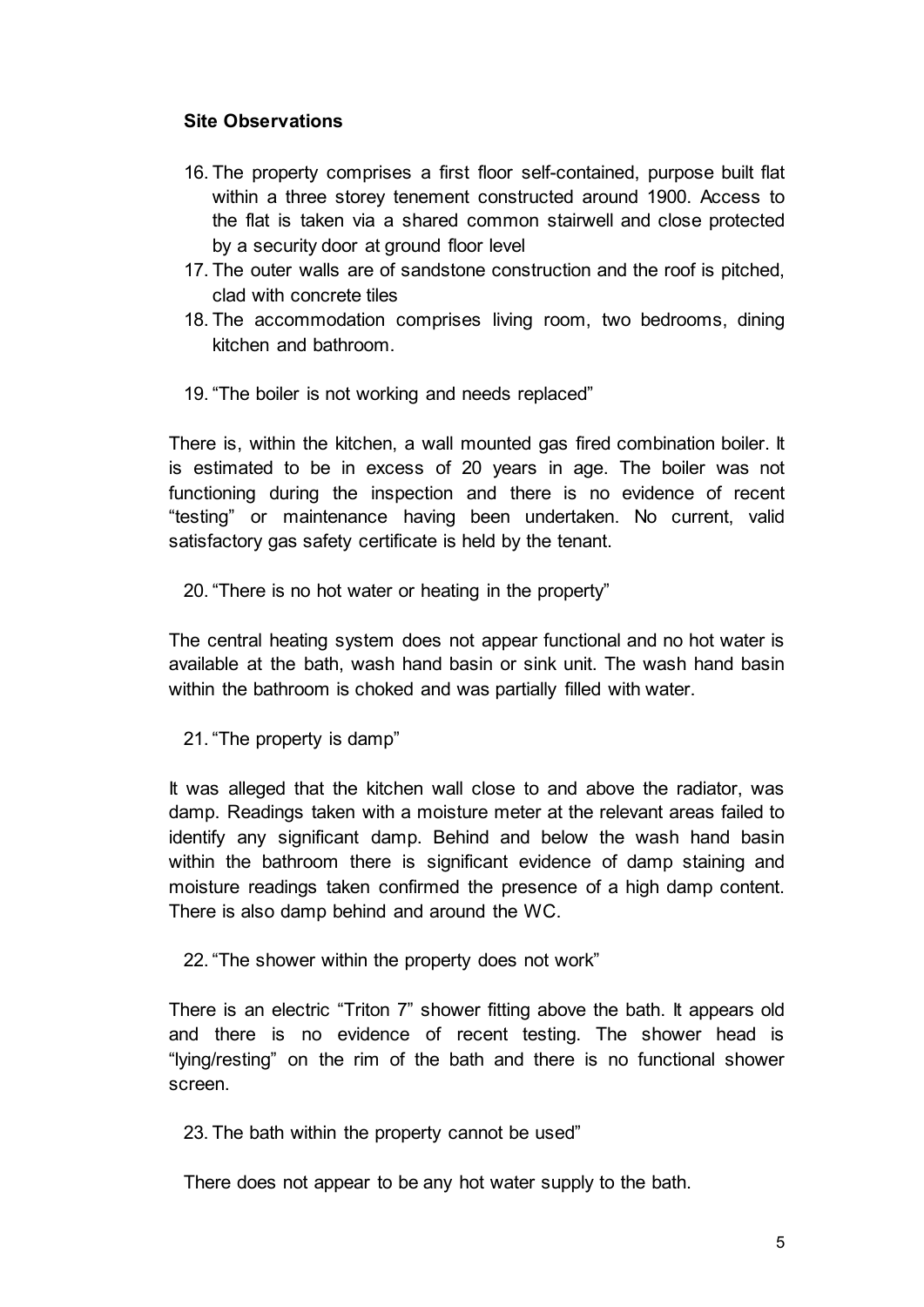**Site Observations**

16. The property comprises a first floor self-contained, purpose built flat within a three storey tenement constructed around 1900. Access to the flat is taken via a shared common stairwell and close protected by a security door at ground floor level
17. The outer walls are of sandstone construction and the roof is pitched, clad with concrete tiles
18. The accommodation comprises living room, two bedrooms, dining kitchen and bathroom.
19. "The boiler is not working and needs replaced"

There is, within the kitchen, a wall mounted gas fired combination boiler. It is estimated to be in excess of 20 years in age. The boiler was not functioning during the inspection and there is no evidence of recent "testing" or maintenance having been undertaken. No current, valid satisfactory gas safety certificate is held by the tenant.

20. "There is no hot water or heating in the property"

The central heating system does not appear functional and no hot water is available at the bath, wash hand basin or sink unit. The wash hand basin within the bathroom is choked and was partially filled with water.

21. "The property is damp"

It was alleged that the kitchen wall close to and above the radiator, was damp. Readings taken with a moisture meter at the relevant areas failed to identify any significant damp. Behind and below the wash hand basin within the bathroom there is significant evidence of damp staining and moisture readings taken confirmed the presence of a high damp content. There is also damp behind and around the WC.

22. "The shower within the property does not work"

There is an electric "Triton 7" shower fitting above the bath. It appears old and there is no evidence of recent testing. The shower head is "lying/resting" on the rim of the bath and there is no functional shower screen.

23. The bath within the property cannot be used"

There does not appear to be any hot water supply to the bath.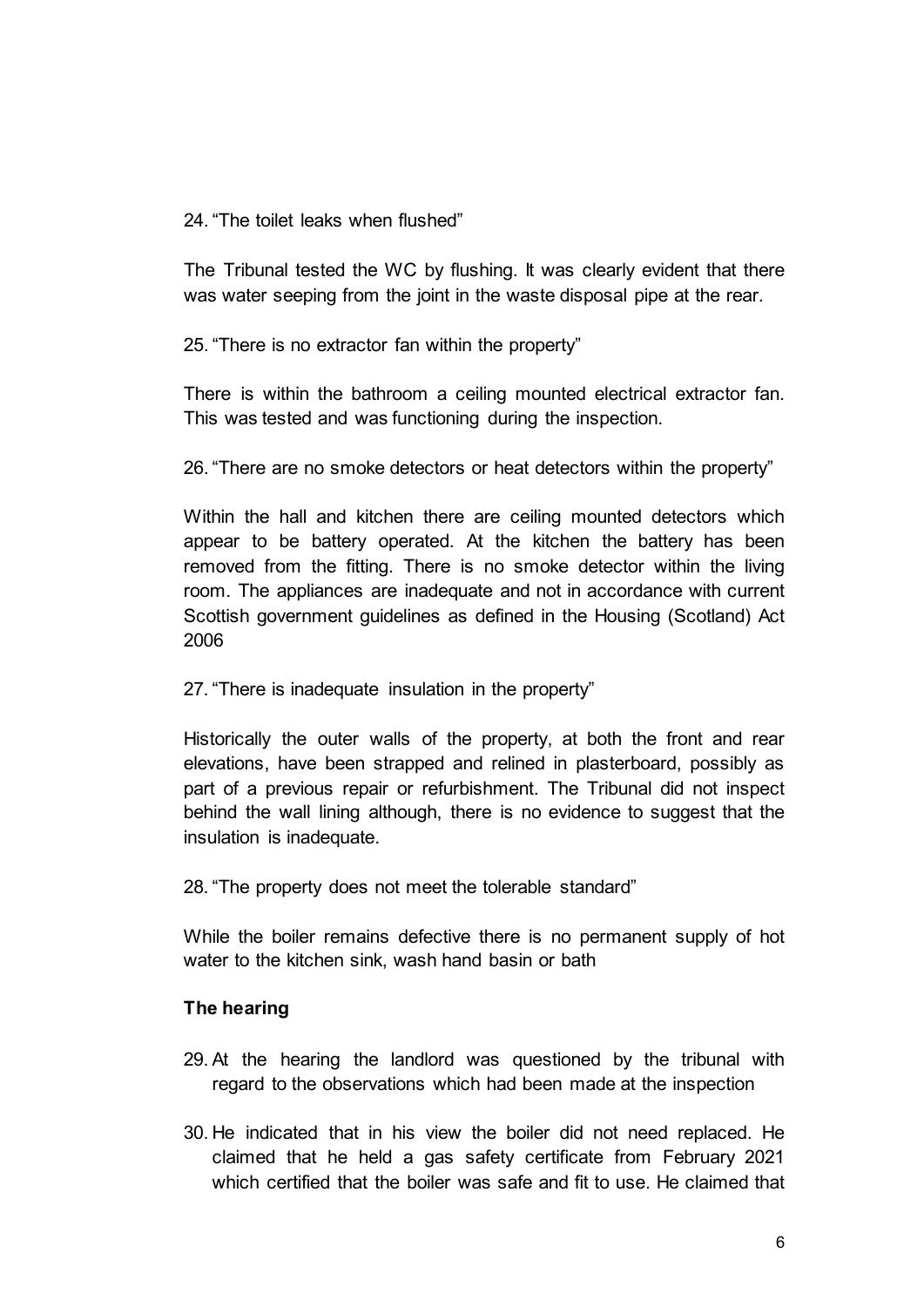24. “The toilet leaks when flushed”

The Tribunal tested the WC by flushing. It was clearly evident that there was water seeping from the joint in the waste disposal pipe at the rear.

25. “There is no extractor fan within the property”

There is within the bathroom a ceiling mounted electrical extractor fan. This was tested and was functioning during the inspection.

26. “There are no smoke detectors or heat detectors within the property”

Within the hall and kitchen there are ceiling mounted detectors which appear to be battery operated. At the kitchen the battery has been removed from the fitting. There is no smoke detector within the living room. The appliances are inadequate and not in accordance with current Scottish government guidelines as defined in the Housing (Scotland) Act 2006

27. “There is inadequate insulation in the property”

Historically the outer walls of the property, at both the front and rear elevations, have been strapped and relined in plasterboard, possibly as part of a previous repair or refurbishment. The Tribunal did not inspect behind the wall lining although, there is no evidence to suggest that the insulation is inadequate.

28. “The property does not meet the tolerable standard”

While the boiler remains defective there is no permanent supply of hot water to the kitchen sink, wash hand basin or bath

**The hearing**

29. At the hearing the landlord was questioned by the tribunal with regard to the observations which had been made at the inspection

30. He indicated that in his view the boiler did not need replaced. He claimed that he held a gas safety certificate from February 2021 which certified that the boiler was safe and fit to use. He claimed that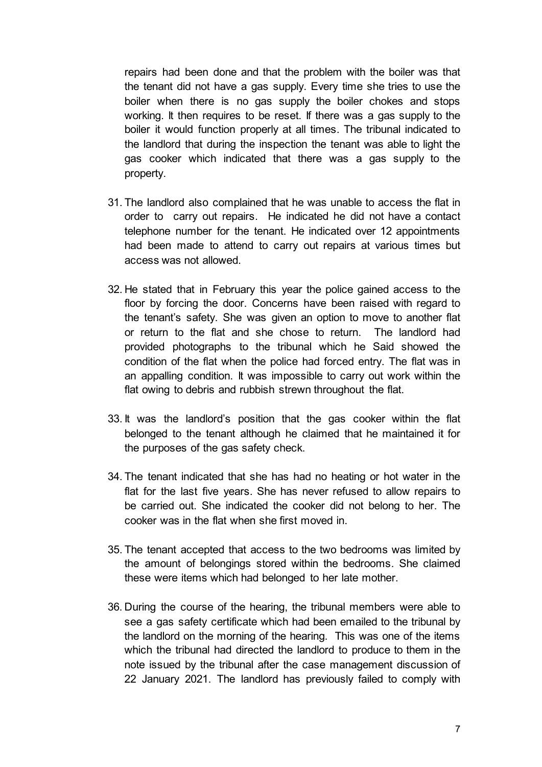repairs had been done and that the problem with the boiler was that the tenant did not have a gas supply. Every time she tries to use the boiler when there is no gas supply the boiler chokes and stops working. It then requires to be reset. If there was a gas supply to the boiler it would function properly at all times. The tribunal indicated to the landlord that during the inspection the tenant was able to light the gas cooker which indicated that there was a gas supply to the property.

31. The landlord also complained that he was unable to access the flat in order to carry out repairs. He indicated he did not have a contact telephone number for the tenant. He indicated over 12 appointments had been made to attend to carry out repairs at various times but access was not allowed.

32. He stated that in February this year the police gained access to the floor by forcing the door. Concerns have been raised with regard to the tenant's safety. She was given an option to move to another flat or return to the flat and she chose to return. The landlord had provided photographs to the tribunal which he Said showed the condition of the flat when the police had forced entry. The flat was in an appalling condition. It was impossible to carry out work within the flat owing to debris and rubbish strewn throughout the flat.

33. It was the landlord's position that the gas cooker within the flat belonged to the tenant although he claimed that he maintained it for the purposes of the gas safety check.

34. The tenant indicated that she has had no heating or hot water in the flat for the last five years. She has never refused to allow repairs to be carried out. She indicated the cooker did not belong to her. The cooker was in the flat when she first moved in.

35. The tenant accepted that access to the two bedrooms was limited by the amount of belongings stored within the bedrooms. She claimed these were items which had belonged to her late mother.

36. During the course of the hearing, the tribunal members were able to see a gas safety certificate which had been emailed to the tribunal by the landlord on the morning of the hearing. This was one of the items which the tribunal had directed the landlord to produce to them in the note issued by the tribunal after the case management discussion of 22 January 2021. The landlord has previously failed to comply with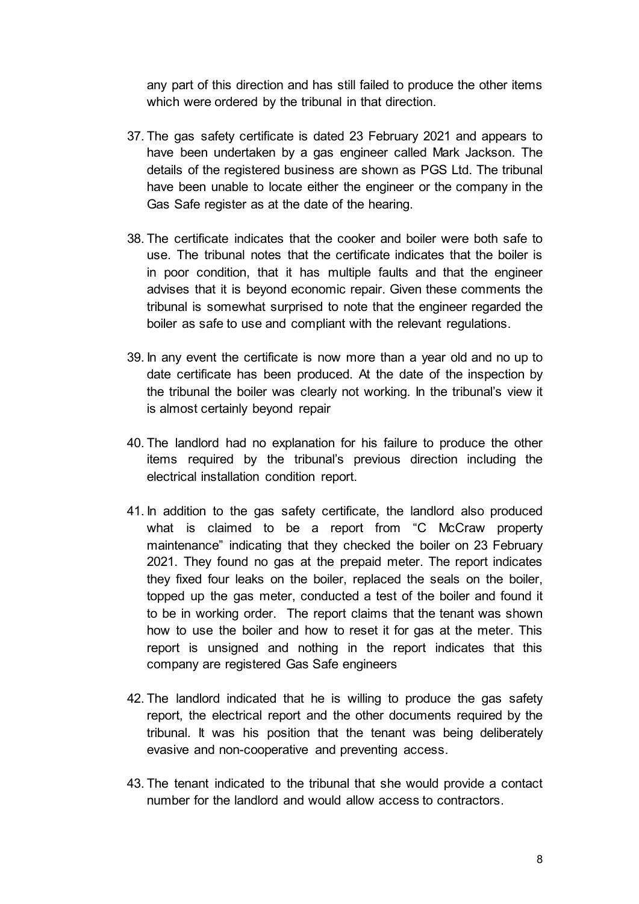any part of this direction and has still failed to produce the other items which were ordered by the tribunal in that direction.

37. The gas safety certificate is dated 23 February 2021 and appears to have been undertaken by a gas engineer called Mark Jackson. The details of the registered business are shown as PGS Ltd. The tribunal have been unable to locate either the engineer or the company in the Gas Safe register as at the date of the hearing.

38. The certificate indicates that the cooker and boiler were both safe to use. The tribunal notes that the certificate indicates that the boiler is in poor condition, that it has multiple faults and that the engineer advises that it is beyond economic repair. Given these comments the tribunal is somewhat surprised to note that the engineer regarded the boiler as safe to use and compliant with the relevant regulations.

39. In any event the certificate is now more than a year old and no up to date certificate has been produced. At the date of the inspection by the tribunal the boiler was clearly not working. In the tribunal's view it is almost certainly beyond repair

40. The landlord had no explanation for his failure to produce the other items required by the tribunal's previous direction including the electrical installation condition report.

41. In addition to the gas safety certificate, the landlord also produced what is claimed to be a report from "C McCraw property maintenance" indicating that they checked the boiler on 23 February 2021. They found no gas at the prepaid meter. The report indicates they fixed four leaks on the boiler, replaced the seals on the boiler, topped up the gas meter, conducted a test of the boiler and found it to be in working order. The report claims that the tenant was shown how to use the boiler and how to reset it for gas at the meter. This report is unsigned and nothing in the report indicates that this company are registered Gas Safe engineers

42. The landlord indicated that he is willing to produce the gas safety report, the electrical report and the other documents required by the tribunal. It was his position that the tenant was being deliberately evasive and non-cooperative and preventing access.

43. The tenant indicated to the tribunal that she would provide a contact number for the landlord and would allow access to contractors.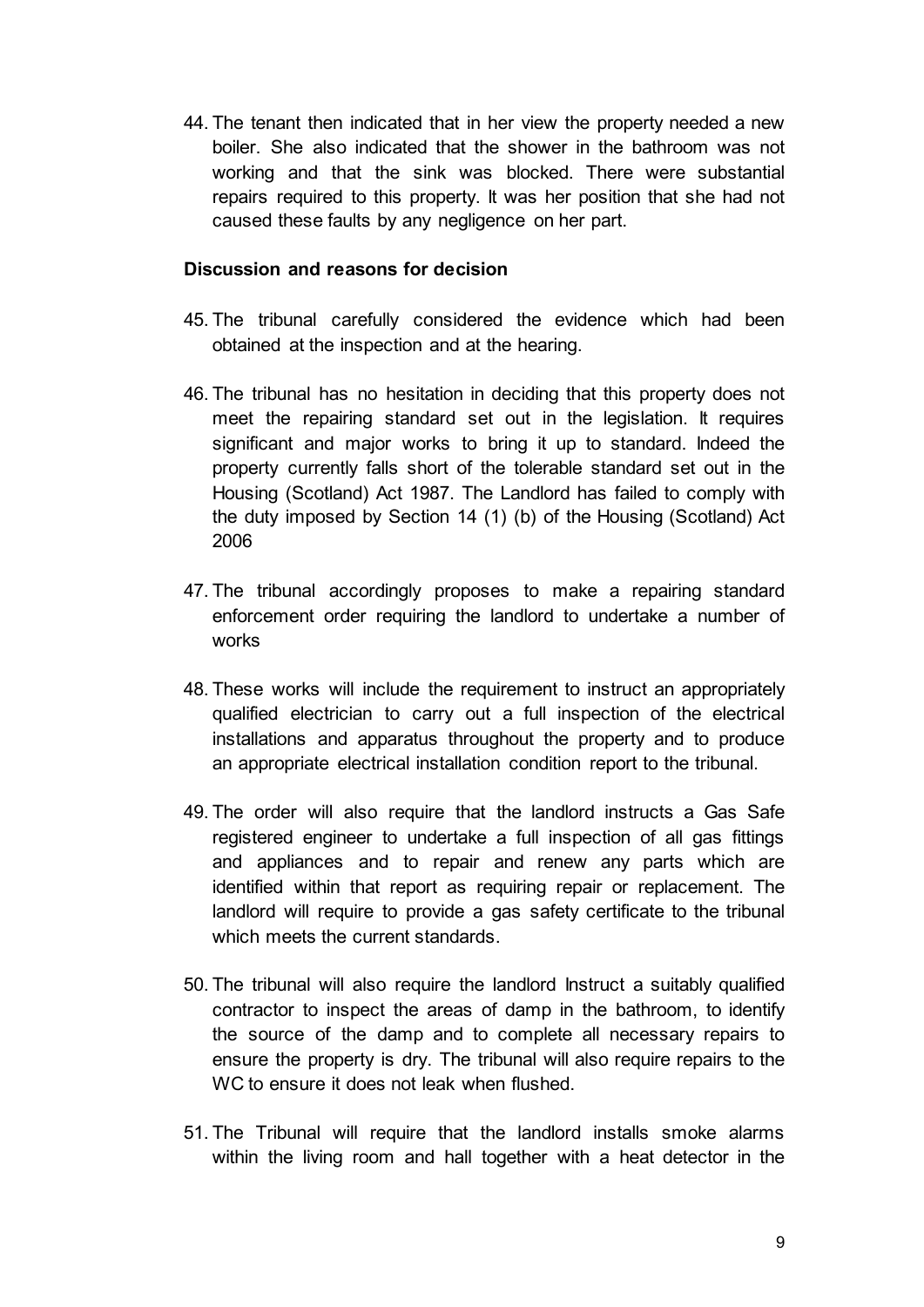44. The tenant then indicated that in her view the property needed a new boiler. She also indicated that the shower in the bathroom was not working and that the sink was blocked. There were substantial repairs required to this property. It was her position that she had not caused these faults by any negligence on her part.

**Discussion and reasons for decision**

45. The tribunal carefully considered the evidence which had been obtained at the inspection and at the hearing.

46. The tribunal has no hesitation in deciding that this property does not meet the repairing standard set out in the legislation. It requires significant and major works to bring it up to standard. Indeed the property currently falls short of the tolerable standard set out in the Housing (Scotland) Act 1987. The Landlord has failed to comply with the duty imposed by Section 14 (1) (b) of the Housing (Scotland) Act 2006

47. The tribunal accordingly proposes to make a repairing standard enforcement order requiring the landlord to undertake a number of works

48. These works will include the requirement to instruct an appropriately qualified electrician to carry out a full inspection of the electrical installations and apparatus throughout the property and to produce an appropriate electrical installation condition report to the tribunal.

49. The order will also require that the landlord instructs a Gas Safe registered engineer to undertake a full inspection of all gas fittings and appliances and to repair and renew any parts which are identified within that report as requiring repair or replacement. The landlord will require to provide a gas safety certificate to the tribunal which meets the current standards.

50. The tribunal will also require the landlord Instruct a suitably qualified contractor to inspect the areas of damp in the bathroom, to identify the source of the damp and to complete all necessary repairs to ensure the property is dry. The tribunal will also require repairs to the WC to ensure it does not leak when flushed.

51. The Tribunal will require that the landlord installs smoke alarms within the living room and hall together with a heat detector in the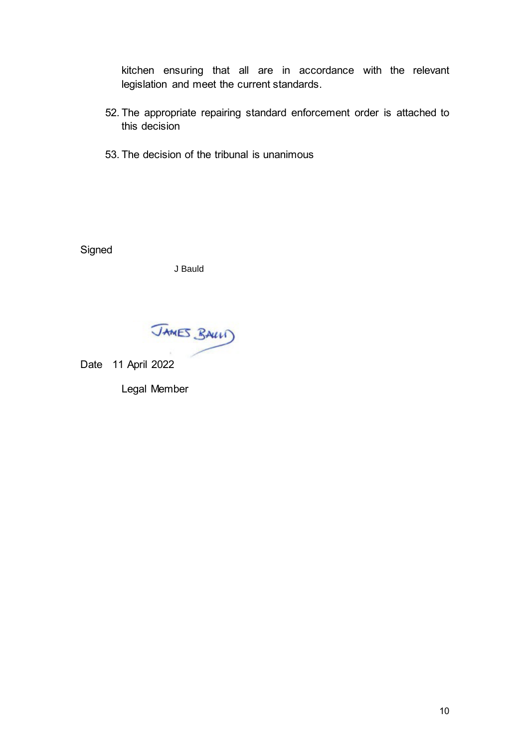kitchen ensuring that all are in accordance with the relevant legislation and meet the current standards.

52. The appropriate repairing standard enforcement order is attached to this decision

53. The decision of the tribunal is unanimous

Signed

J Bauld

Date 11 April 2022

Legal Member